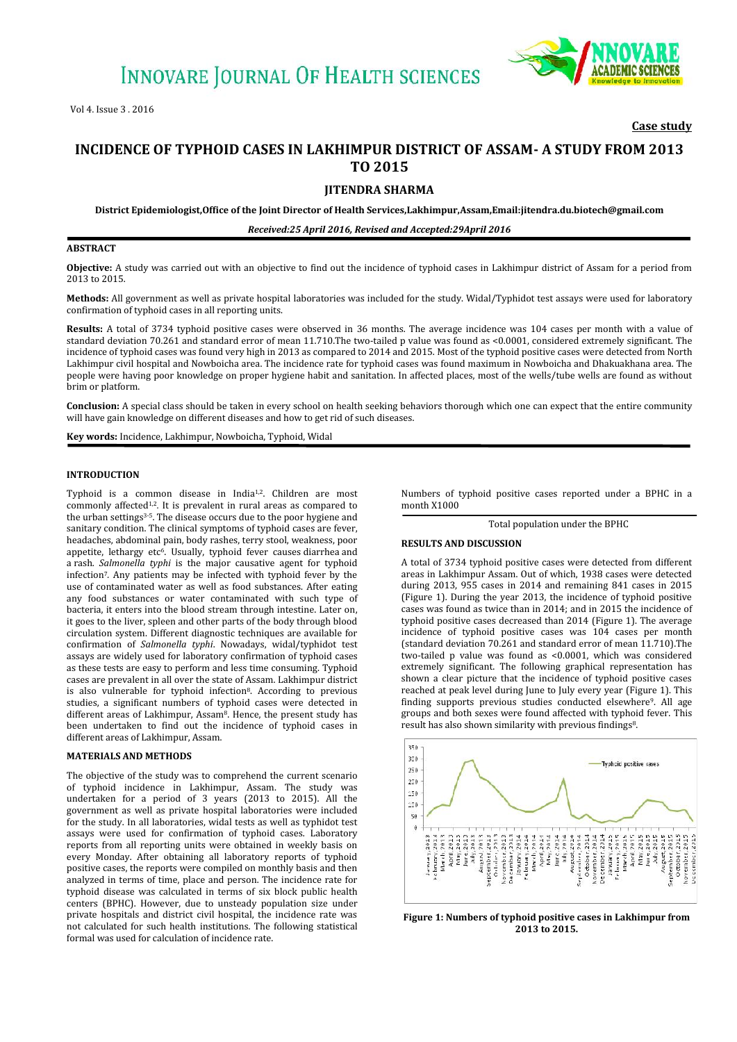Case study

# INCIDENCE OF TYPHOID CASES IN LAKHIMPUR DISTRICT OF ASSAM- A STUDY FROM 2013 TO 2015

## JITENDRA SHARMA

**District Epidemiologist,Office of the Joint Director of Health Services,Lakhimpur,Assam,Email:jitendra.du.biotech@gmail.com**

*Received:25 April 2016, Revised and Accepted:29April 2016*

### ABSTRACT

**Objective:** A study was carried out with an objective to find out the incidence of typhoid cases in Lakhimpur district of Assam for a period from 2013 to 2015.

**Methods:** All government as well as private hospital laboratories was included for the study. Widal/Typhidot test assays were used for laboratory confirmation of typhoid cases in all reporting units.

**Results:** A total of 3734 typhoid positive cases were observed in 36 months. The average incidence was 104 cases per month with a value of standard deviation 70.261 and standard error of mean 11.710.The two-tailed p value was found as <0.0001, considered extremely significant. The incidence of typhoid cases was found very high in 2013 as compared to 2014 and 2015. Most of the typhoid positive cases were detected from North Lakhimpur civil hospital and Nowboicha area. The incidence rate for typhoid cases was found maximum in Nowboicha and Dhakuakhana area. The people were having poor knowledge on proper hygiene habit and sanitation. In affected places, most of the wells/tube wells are found as without brim or platform.

**Conclusion:** A special class should be taken in every school on health seeking behaviors thorough which one can expect that the entire community will have gain knowledge on different diseases and how to get rid of such diseases.

**Key words:** Incidence, Lakhimpur, Nowboicha, Typhoid, Widal

### INTRODUCTION

Typhoid is a common disease in India[1,2]. Children are most commonly affected[1,2]. It is prevalent in rural areas as compared to the urban settings[3-5]. The disease occurs due to the poor hygiene and sanitary condition. The clinical symptoms of typhoid cases are fever, headaches, abdominal pain, body rashes, terry stool, weakness, poor appetite, lethargy etc[6]. Usually, typhoid fever causes diarrhea and a rash. *Salmonella typhi* is the major causative agent for typhoid infection[7]. Any patients may be infected with typhoid fever by the use of contaminated water as well as food substances. After eating any food substances or water contaminated with such type of bacteria, it enters into the blood stream through intestine. Later on, it goes to the liver, spleen and other parts of the body through blood circulation system. Different diagnostic techniques are available for confirmation of *Salmonella typhi*. Nowadays, widal/typhidot test assays are widely used for laboratory confirmation of typhoid cases as these tests are easy to perform and less time consuming. Typhoid cases are prevalent in all over the state of Assam. Lakhimpur district is also vulnerable for typhoid infection[8]. According to previous studies, a significant numbers of typhoid cases were detected in different areas of Lakhimpur, Assam[8]. Hence, the present study has been undertaken to find out the incidence of typhoid cases in different areas of Lakhimpur, Assam.

### MATERIALS AND METHODS

The objective of the study was to comprehend the current scenario of typhoid incidence in Lakhimpur, Assam. The study was undertaken for a period of 3 years (2013 to 2015). All the government as well as private hospital laboratories were included for the study. In all laboratories, widal tests as well as typhidot test assays were used for confirmation of typhoid cases. Laboratory reports from all reporting units were obtained in weekly basis on every Monday. After obtaining all laboratory reports of typhoid positive cases, the reports were compiled on monthly basis and then analyzed in terms of time, place and person. The incidence rate for typhoid disease was calculated in terms of six block public health centers (BPHC). However, due to unsteady population size under private hospitals and district civil hospital, the incidence rate was not calculated for such health institutions. The following statistical formal was used for calculation of incidence rate.

$$\frac{\text{Numbers of typhoid positive cases reported under a BPHC in a month X1000}}{\text{Total population under the BPHC}}$$

### RESULTS AND DISCUSSION

A total of 3734 typhoid positive cases were detected from different areas in Lakhimpur Assam. Out of which, 1938 cases were detected during 2013, 955 cases in 2014 and remaining 841 cases in 2015 (Figure 1). During the year 2013, the incidence of typhoid positive cases was found as twice than in 2014; and in 2015 the incidence of typhoid positive cases decreased than 2014 (Figure 1). The average incidence of typhoid positive cases was 104 cases per month (standard deviation 70.261 and standard error of mean 11.710).The two-tailed p value was found as <0.0001, which was considered extremely significant. The following graphical representation has shown a clear picture that the incidence of typhoid positive cases reached at peak level during June to July every year (Figure 1). This finding supports previous studies conducted elsewhere[9]. All age groups and both sexes were found affected with typhoid fever. This result has also shown similarity with previous findings[8].

**Figure 1: Numbers of typhoid positive cases in Lakhimpur from 2013 to 2015.**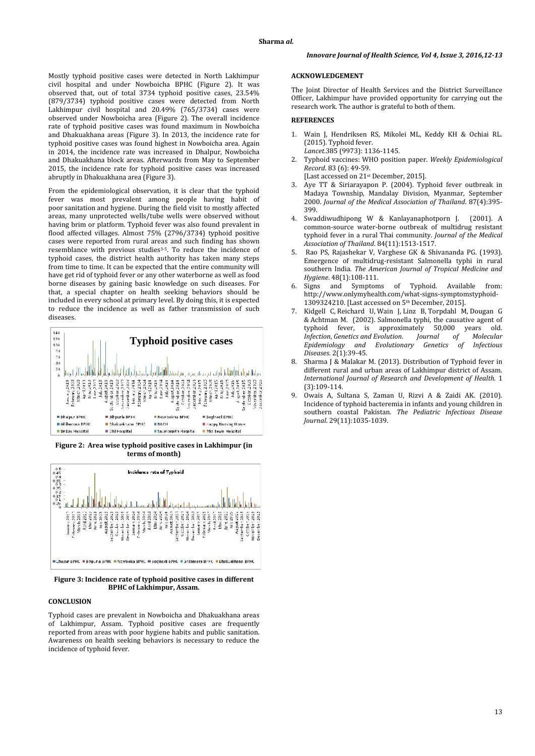Mostly typhoid positive cases were detected in North Lakhimpur civil hospital and under Nowboicha BPHC (Figure 2). It was observed that, out of total 3734 typhoid positive cases, 23.54% (879/3734) typhoid positive cases were detected from North Lakhimpur civil hospital and 20.49% (765/3734) cases were observed under Nowboicha area (Figure 2). The overall incidence rate of typhoid positive cases was found maximum in Nowboicha and Dhakuakhana areas (Figure 3). In 2013, the incidence rate for typhoid positive cases was found highest in Nowboicha area. Again in 2014, the incidence rate was increased in Dhalpur, Nowboicha and Dhakuakhana block areas. Afterwards from May to September 2015, the incidence rate for typhoid positive cases was increased abruptly in Dhakuakhana area (Figure 3).

From the epidemiological observation, it is clear that the typhoid fever was most prevalent among people having habit of poor sanitation and hygiene. During the field visit to mostly affected areas, many unprotected wells/tube wells were observed without having brim or platform. Typhoid fever was also found prevalent in flood affected villages. Almost 75% (2796/3734) typhoid positive cases were reported from rural areas and such finding has shown resemblance with previous studies[3-5]. To reduce the incidence of typhoid cases, the district health authority has taken many steps from time to time. It can be expected that the entire community will have get rid of typhoid fever or any other waterborne as well as food borne diseases by gaining basic knowledge on such diseases. For that, a special chapter on health seeking behaviors should be included in every school at primary level. By doing this, it is expected to reduce the incidence as well as father transmission of such diseases.

Typhoid positive cases

Dhalpur BPHC, Bihpuria BPHC, Nowboicha BPHC, Boginodi BPHC, Ghilamora BPHC, Dhakuakhana BPHC, NLCH, Happy Nursing Home, Dr Das Hospital, DM Hospital, Saumoprith Hospital, Mid Town Hospital

**Figure 2: Area wise typhoid positive cases in Lakhimpur (in terms of month)**

Incidence rate of Typhoid

Dhalpur BPHC, Bihpuria BPHC, Nowboicha BPHC, Boginodi BPHC, Ghilamora BPHC, Dhakuakhana BPHC

**Figure 3: Incidence rate of typhoid positive cases in different BPHC of Lakhimpur, Assam.**

## CONCLUSION

Typhoid cases are prevalent in Nowboicha and Dhakuakhana areas of Lakhimpur, Assam. Typhoid positive cases are frequently reported from areas with poor hygiene habits and public sanitation. Awareness on health seeking behaviors is necessary to reduce the incidence of typhoid fever.

## ACKNOWLEDGEMENT

The Joint Director of Health Services and the District Surveillance Officer, Lakhimpur have provided opportunity for carrying out the research work. The author is grateful to both of them.

## REFERENCES

1. Wain J, Hendriksen RS, Mikolei ML, Keddy KH & Ochiai RL. (2015). Typhoid fever. *Lancet*.385 (9973): 1136-1145.
2. Typhoid vaccines: WHO position paper. *Weekly Epidemiological Record*. 83 (6): 49-59. [Last accessed on 21st December, 2015].
3. Aye TT & Siriarayapon P. (2004). Typhoid fever outbreak in Madaya Township, Mandalay Division, Myanmar, September 2000. *Journal of the Medical Association of Thailand*. 87(4):395-399.
4. Swaddiwudhipong W & Kanlayanaphotporn J. (2001). A common-source water-borne outbreak of multidrug resistant typhoid fever in a rural Thai community. *Journal of the Medical Association of Thailand*. 84(11):1513-1517.
5. Rao PS, Rajashekar V, Varghese GK & Shivananda PG. (1993). Emergence of multidrug-resistant Salmonella typhi in rural southern India. *The American Journal of Tropical Medicine and Hygiene*. 48(1):108-111.
6. Signs and Symptoms of Typhoid. Available from: http://www.onlymyhealth.com/what-signs-symptomstyphoid-1309324210. [Last accessed on 5th December, 2015].
7. Kidgell C, Reichard U, Wain J, Linz B, Torpdahl M, Dougan G & Achtman M. (2002). Salmonella typhi, the causative agent of typhoid fever, is approximately 50,000 years old. *Infection, Genetics and Evolution. Journal of Molecular Epidemiology and Evolutionary Genetics of Infectious Diseases*. 2(1):39-45.
8. Sharma J & Malakar M. (2013). Distribution of Typhoid fever in different rural and urban areas of Lakhimpur district of Assam. *International Journal of Research and Development of Health.* 1 (3):109-114.
9. Owais A, Sultana S, Zaman U, Rizvi A & Zaidi AK. (2010). Incidence of typhoid bacteremia in infants and young children in southern coastal Pakistan. *The Pediatric Infectious Disease Journal*. 29(11):1035-1039.